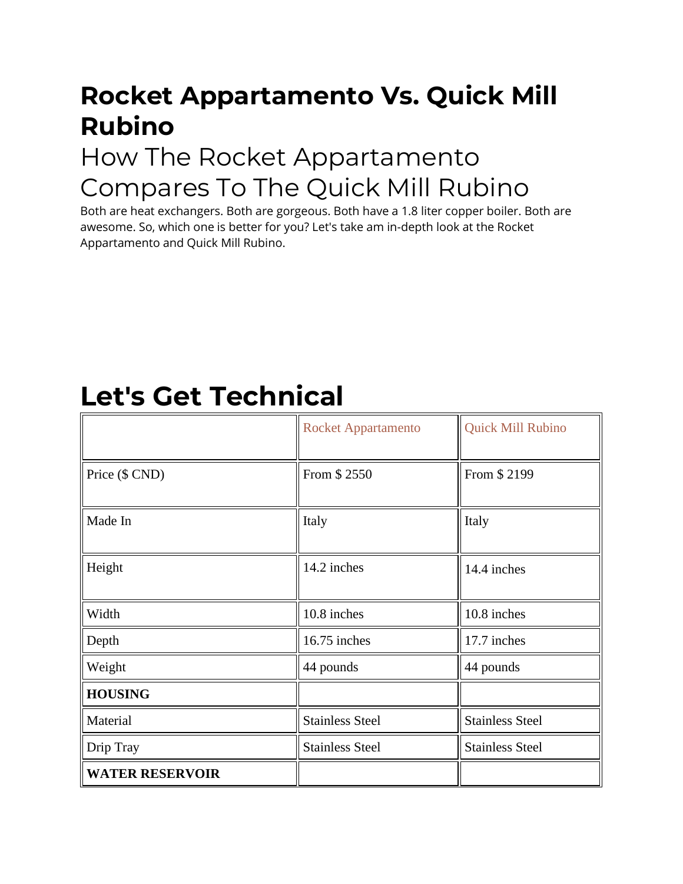# Rocket Appartamento Vs. Quick Mill Rubino

## How The Rocket Appartamento Compares To The Quick Mill Rubino

Both are heat exchangers. Both are gorgeous. Both have a 1.8 liter copper boiler. Both are awesome. So, which one is better for you? Let's take am in-depth look at the Rocket Appartamento and Quick Mill Rubino.

# Let's Get Technical

| | Rocket Appartamento | Quick Mill Rubino |
|---|---|---|
| Price ($ CND) | From $ 2550 | From $ 2199 |
| Made In | Italy | Italy |
| Height | 14.2 inches | 14.4 inches |
| Width | 10.8 inches | 10.8 inches |
| Depth | 16.75 inches | 17.7 inches |
| Weight | 44 pounds | 44 pounds |
| **HOUSING** | | |
| Material | Stainless Steel | Stainless Steel |
| Drip Tray | Stainless Steel | Stainless Steel |
| **WATER RESERVOIR** | | |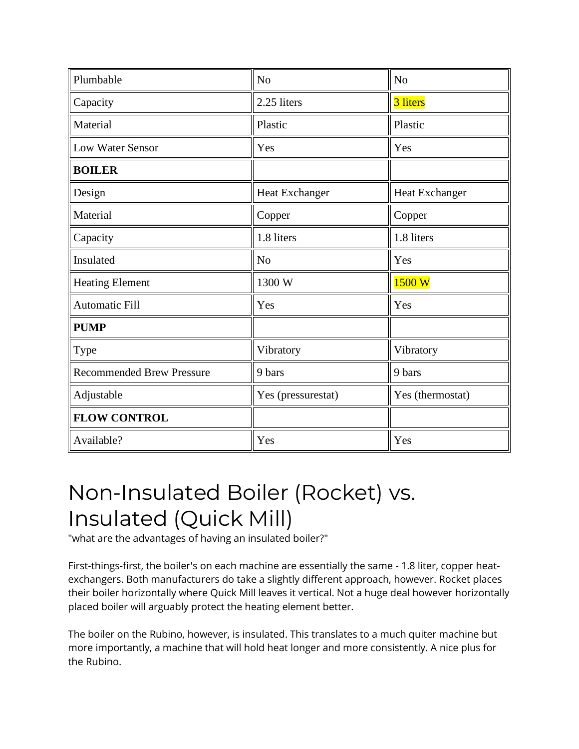| | | |
|---|---|---|
| Plumbable | No | No |
| Capacity | 2.25 liters | 3 liters |
| Material | Plastic | Plastic |
| Low Water Sensor | Yes | Yes |
| **BOILER** | | |
| Design | Heat Exchanger | Heat Exchanger |
| Material | Copper | Copper |
| Capacity | 1.8 liters | 1.8 liters |
| Insulated | No | Yes |
| Heating Element | 1300 W | 1500 W |
| Automatic Fill | Yes | Yes |
| **PUMP** | | |
| Type | Vibratory | Vibratory |
| Recommended Brew Pressure | 9 bars | 9 bars |
| Adjustable | Yes (pressurestat) | Yes (thermostat) |
| **FLOW CONTROL** | | |
| Available? | Yes | Yes |

# Non-Insulated Boiler (Rocket) vs. Insulated (Quick Mill)

"what are the advantages of having an insulated boiler?"

First-things-first, the boiler's on each machine are essentially the same - 1.8 liter, copper heat-exchangers. Both manufacturers do take a slightly different approach, however. Rocket places their boiler horizontally where Quick Mill leaves it vertical. Not a huge deal however horizontally placed boiler will arguably protect the heating element better.

The boiler on the Rubino, however, is insulated. This translates to a much quiter machine but more importantly, a machine that will hold heat longer and more consistently. A nice plus for the Rubino.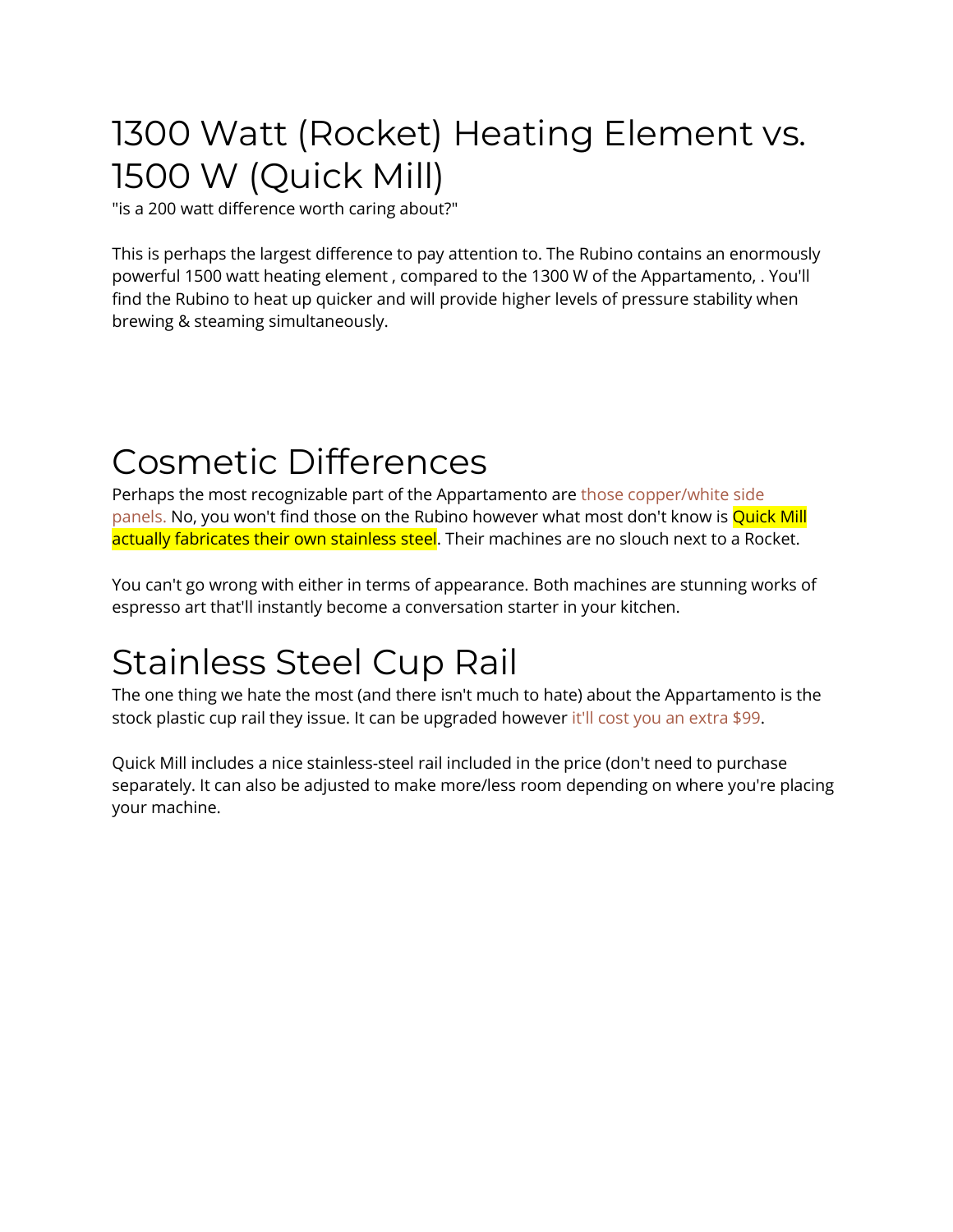# 1300 Watt (Rocket) Heating Element vs. 1500 W (Quick Mill)

"is a 200 watt difference worth caring about?"

This is perhaps the largest difference to pay attention to. The Rubino contains an enormously powerful 1500 watt heating element , compared to the 1300 W of the Appartamento, . You'll find the Rubino to heat up quicker and will provide higher levels of pressure stability when brewing & steaming simultaneously.

# Cosmetic Differences

Perhaps the most recognizable part of the Appartamento are those copper/white side panels. No, you won't find those on the Rubino however what most don't know is Quick Mill actually fabricates their own stainless steel. Their machines are no slouch next to a Rocket.

You can't go wrong with either in terms of appearance. Both machines are stunning works of espresso art that'll instantly become a conversation starter in your kitchen.

# Stainless Steel Cup Rail

The one thing we hate the most (and there isn't much to hate) about the Appartamento is the stock plastic cup rail they issue. It can be upgraded however it'll cost you an extra $99.

Quick Mill includes a nice stainless-steel rail included in the price (don't need to purchase separately. It can also be adjusted to make more/less room depending on where you're placing your machine.